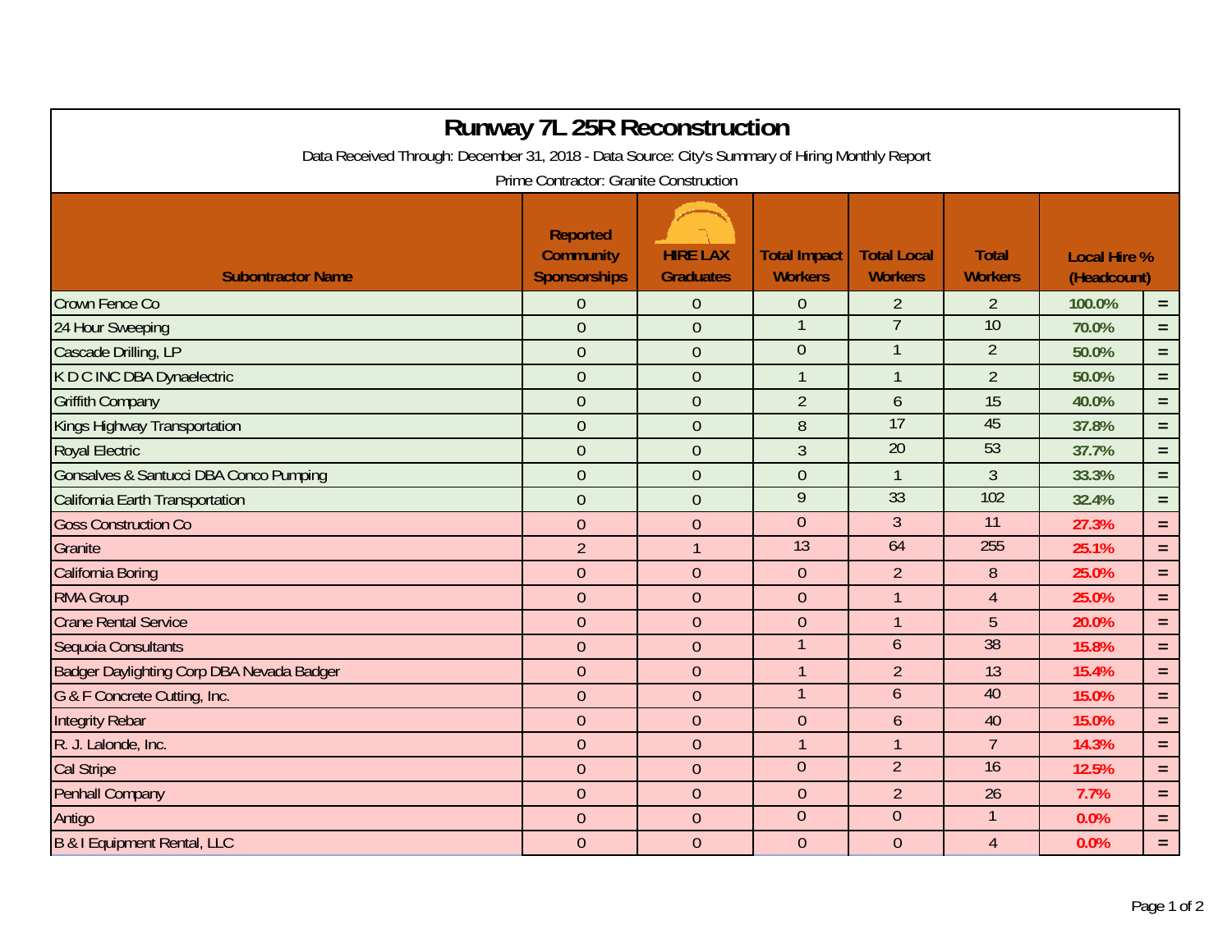# Runway 7L 25R Reconstruction

Data Received Through: December 31, 2018 - Data Source: City's Summary of Hiring Monthly Report

Prime Contractor: Granite Construction

| Subcontractor Name | Reported Community Sponsorships | HIRE LAX Graduates | Total Impact Workers | Total Local Workers | Total Workers | Local Hire % (Headcount) | |
|---|---|---|---|---|---|---|---|
| Crown Fence Co | 0 | 0 | 0 | 2 | 2 | 100.0% | = |
| 24 Hour Sweeping | 0 | 0 | 1 | 7 | 10 | 70.0% | = |
| Cascade Drilling, LP | 0 | 0 | 0 | 1 | 2 | 50.0% | = |
| K D C INC DBA Dynaelectric | 0 | 0 | 1 | 1 | 2 | 50.0% | = |
| Griffith Company | 0 | 0 | 2 | 6 | 15 | 40.0% | = |
| Kings Highway Transportation | 0 | 0 | 8 | 17 | 45 | 37.8% | = |
| Royal Electric | 0 | 0 | 3 | 20 | 53 | 37.7% | = |
| Gonsalves & Santucci DBA Conco Pumping | 0 | 0 | 0 | 1 | 3 | 33.3% | = |
| California Earth Transportation | 0 | 0 | 9 | 33 | 102 | 32.4% | = |
| Goss Construction Co | 0 | 0 | 0 | 3 | 11 | 27.3% | = |
| Granite | 2 | 1 | 13 | 64 | 255 | 25.1% | = |
| California Boring | 0 | 0 | 0 | 2 | 8 | 25.0% | = |
| RMA Group | 0 | 0 | 0 | 1 | 4 | 25.0% | = |
| Crane Rental Service | 0 | 0 | 0 | 1 | 5 | 20.0% | = |
| Sequoia Consultants | 0 | 0 | 1 | 6 | 38 | 15.8% | = |
| Badger Daylighting Corp DBA Nevada Badger | 0 | 0 | 1 | 2 | 13 | 15.4% | = |
| G & F Concrete Cutting, Inc. | 0 | 0 | 1 | 6 | 40 | 15.0% | = |
| Integrity Rebar | 0 | 0 | 0 | 6 | 40 | 15.0% | = |
| R. J. Lalonde, Inc. | 0 | 0 | 1 | 1 | 7 | 14.3% | = |
| Cal Stripe | 0 | 0 | 0 | 2 | 16 | 12.5% | = |
| Penhall Company | 0 | 0 | 0 | 2 | 26 | 7.7% | = |
| Antigo | 0 | 0 | 0 | 0 | 1 | 0.0% | = |
| B & I Equipment Rental, LLC | 0 | 0 | 0 | 0 | 4 | 0.0% | = |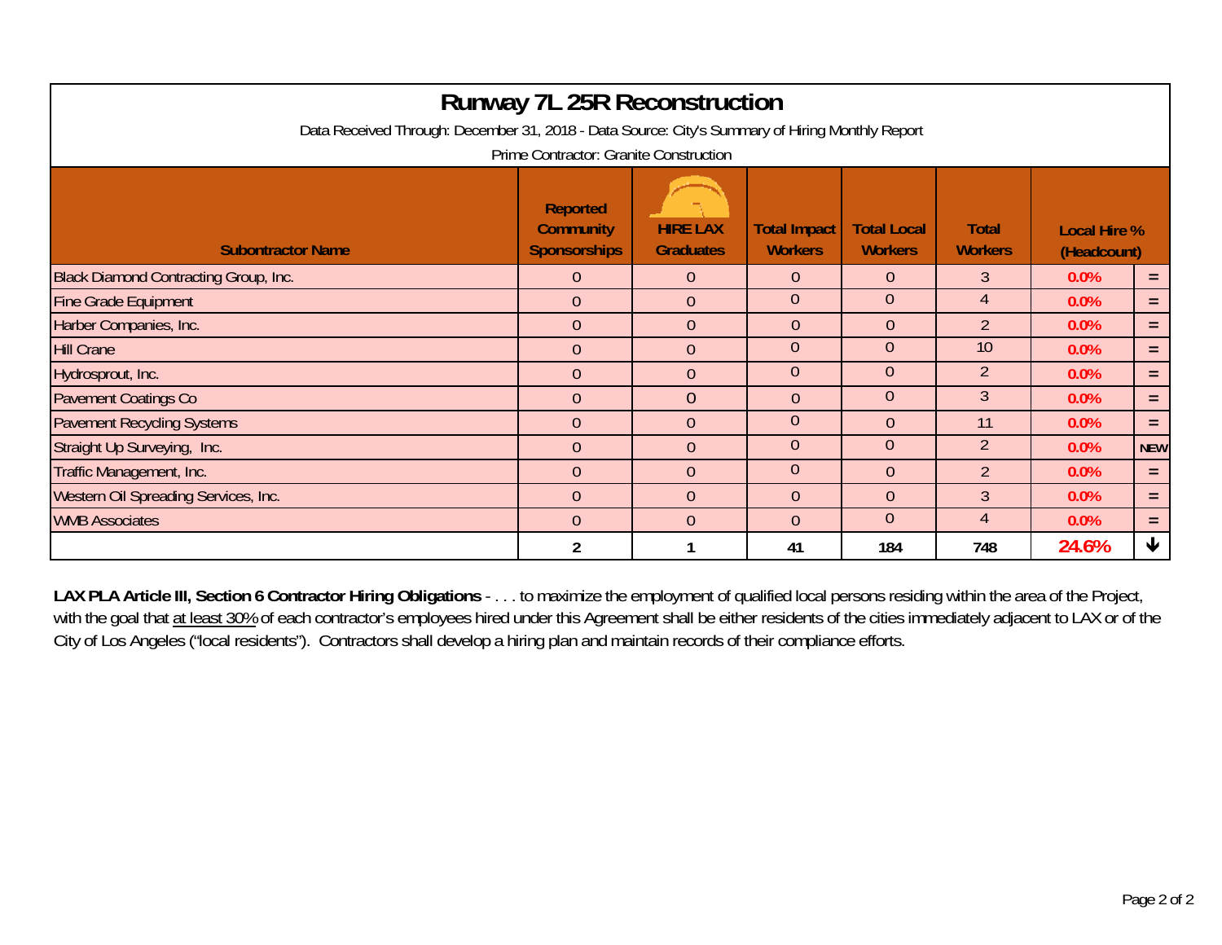# Runway 7L 25R Reconstruction

Data Received Through: December 31, 2018 - Data Source: City's Summary of Hiring Monthly Report

Prime Contractor: Granite Construction

| Subcontractor Name | Reported Community Sponsorships | HIRE LAX Graduates | Total Impact Workers | Total Local Workers | Total Workers | Local Hire % (Headcount) | |
|---|---|---|---|---|---|---|---|
| Black Diamond Contracting Group, Inc. | 0 | 0 | 0 | 0 | 3 | 0.0% | = |
| Fine Grade Equipment | 0 | 0 | 0 | 0 | 4 | 0.0% | = |
| Harber Companies, Inc. | 0 | 0 | 0 | 0 | 2 | 0.0% | = |
| Hill Crane | 0 | 0 | 0 | 0 | 10 | 0.0% | = |
| Hydrosprout, Inc. | 0 | 0 | 0 | 0 | 2 | 0.0% | = |
| Pavement Coatings Co | 0 | 0 | 0 | 0 | 3 | 0.0% | = |
| Pavement Recycling Systems | 0 | 0 | 0 | 0 | 11 | 0.0% | = |
| Straight Up Surveying, Inc. | 0 | 0 | 0 | 0 | 2 | 0.0% | NEW |
| Traffic Management, Inc. | 0 | 0 | 0 | 0 | 2 | 0.0% | = |
| Western Oil Spreading Services, Inc. | 0 | 0 | 0 | 0 | 3 | 0.0% | = |
| WMB Associates | 0 | 0 | 0 | 0 | 4 | 0.0% | = |
| | **2** | **1** | **41** | **184** | **748** | **24.6%** | ↓ |

**LAX PLA Article III, Section 6 Contractor Hiring Obligations** - . . . to maximize the employment of qualified local persons residing within the area of the Project, with the goal that at least 30% of each contractor's employees hired under this Agreement shall be either residents of the cities immediately adjacent to LAX or of the City of Los Angeles ("local residents"). Contractors shall develop a hiring plan and maintain records of their compliance efforts.